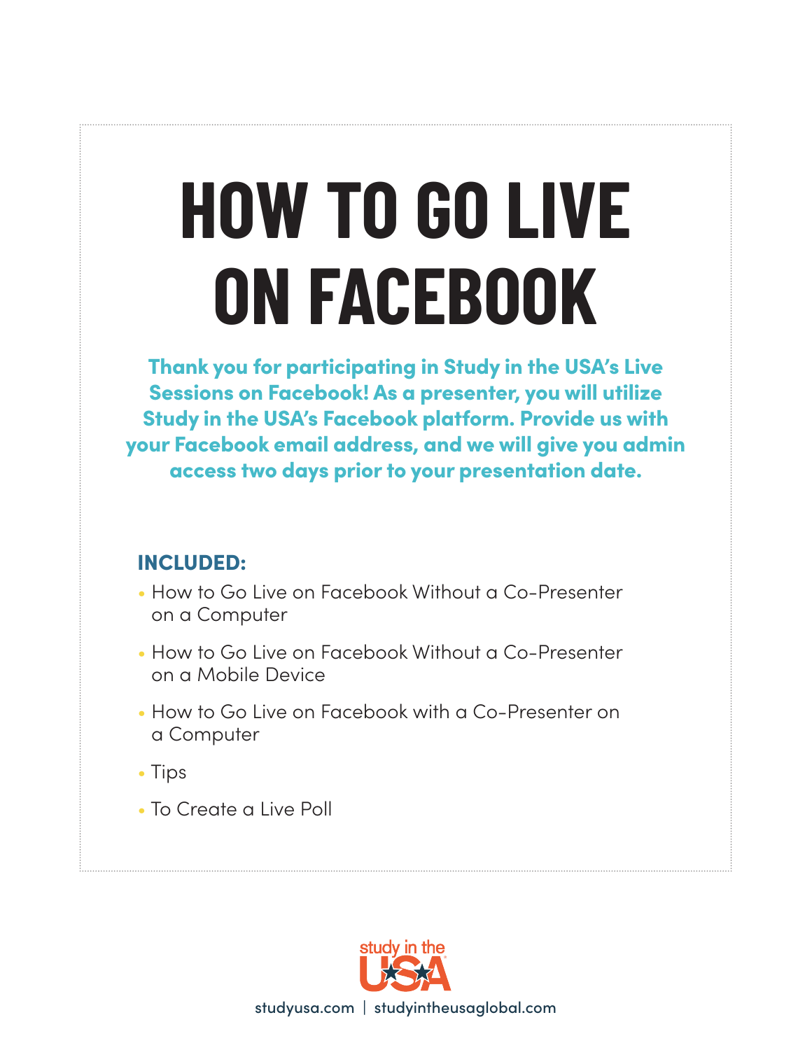# HOW TO GO LIVE ON FACEBOOK

**Thank you for participating in Study in the USA's Live Sessions on Facebook! As a presenter, you will utilize Study in the USA's Facebook platform. Provide us with your Facebook email address, and we will give you admin access two days prior to your presentation date.**

## INCLUDED:

- How to Go Live on Facebook Without a Co-Presenter on a Computer
- How to Go Live on Facebook Without a Co-Presenter on a Mobile Device
- How to Go Live on Facebook with a Co-Presenter on a Computer
- Tips
- To Create a Live Poll

study in the USA

studyusa.com | studyintheusaglobal.com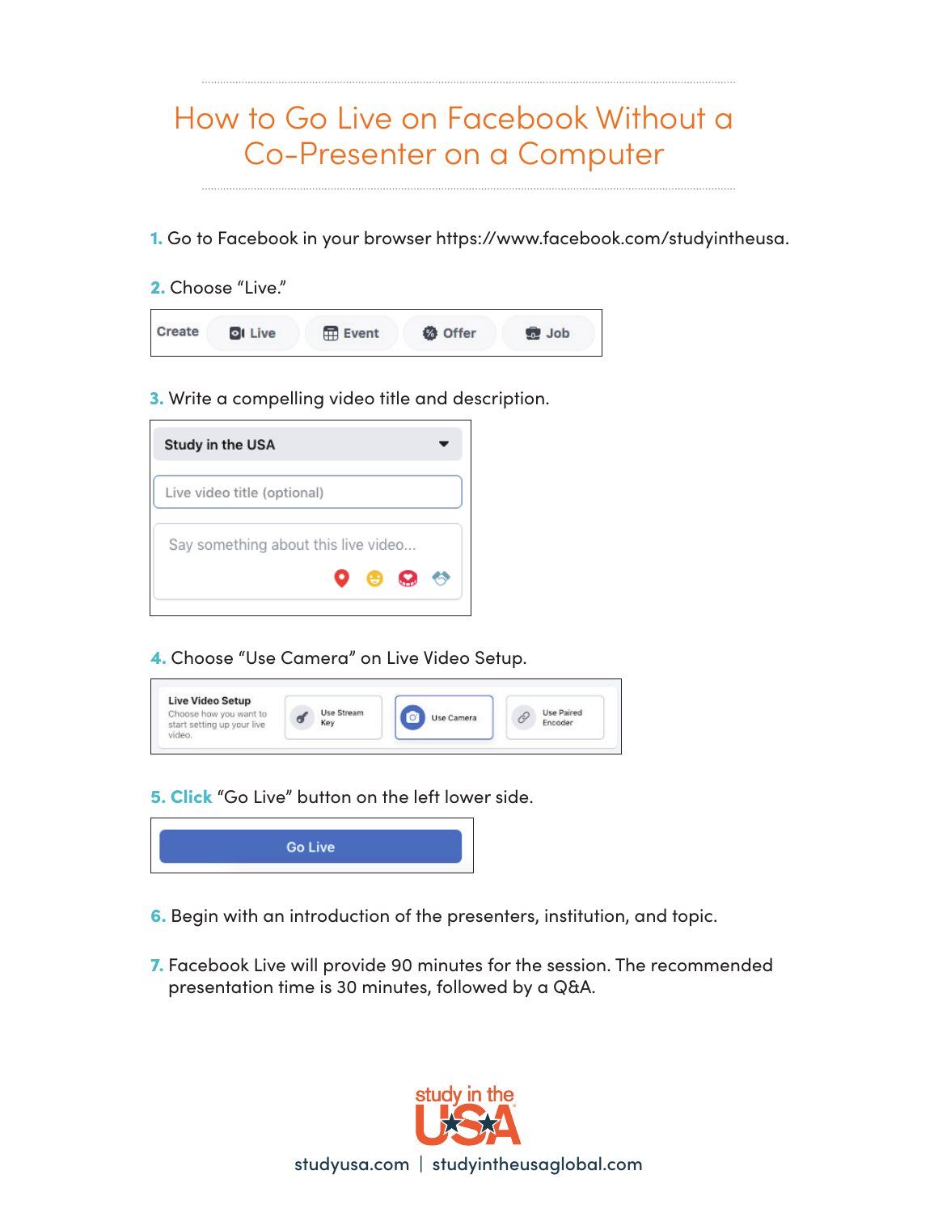# How to Go Live on Facebook Without a Co-Presenter on a Computer

1. Go to Facebook in your browser https://www.facebook.com/studyintheusa.

2. Choose "Live."

   Create | Live | Event | Offer | Job

3. Write a compelling video title and description.

   Study in the USA

   Live video title (optional)

   Say something about this live video...

4. Choose "Use Camera" on Live Video Setup.

   **Live Video Setup**
   Choose how you want to start setting up your live video.

   Use Stream Key | Use Camera | Use Paired Encoder

5. Click "Go Live" button on the left lower side.

   Go Live

6. Begin with an introduction of the presenters, institution, and topic.

7. Facebook Live will provide 90 minutes for the session. The recommended presentation time is 30 minutes, followed by a Q&A.

study in the USA

studyusa.com | studyintheusaglobal.com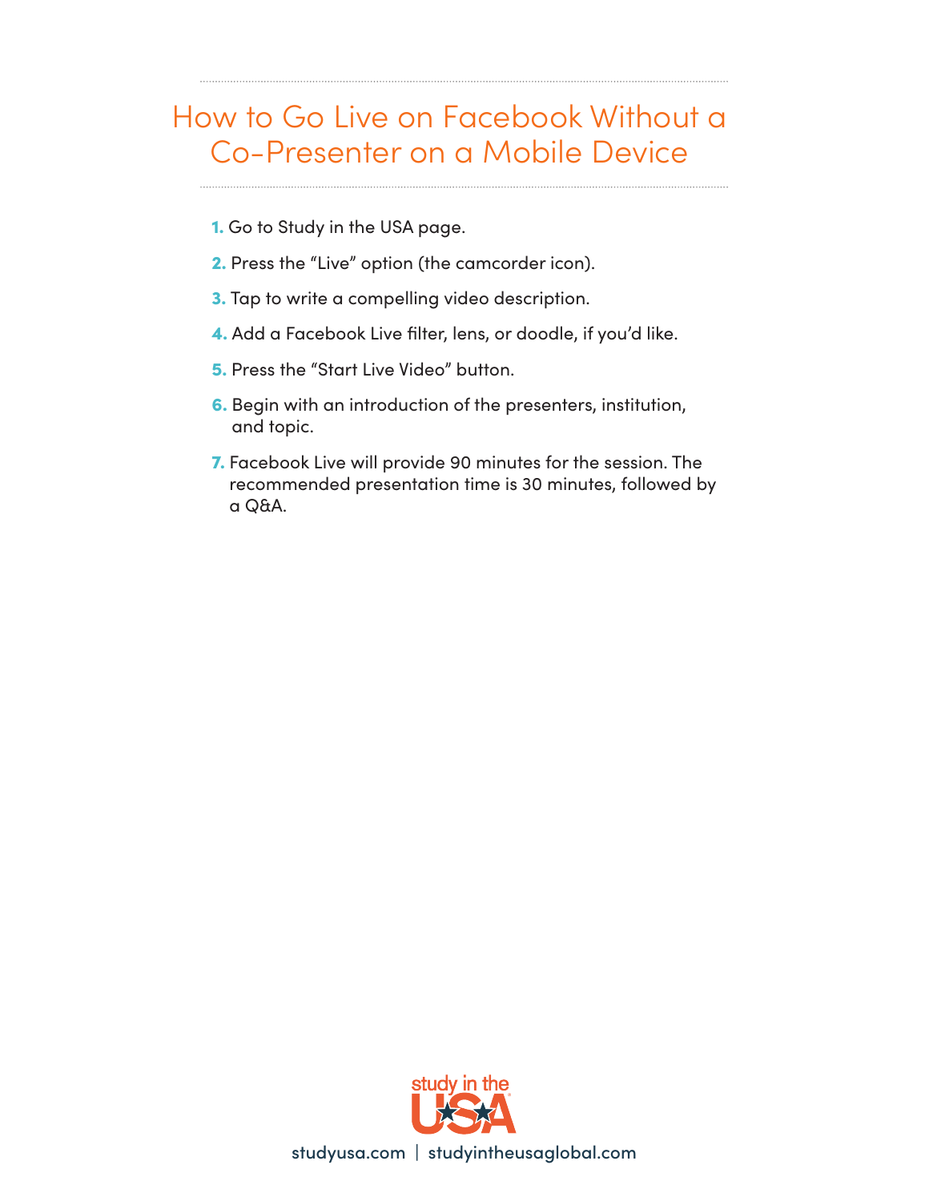# How to Go Live on Facebook Without a Co-Presenter on a Mobile Device

1. Go to Study in the USA page.
2. Press the "Live" option (the camcorder icon).
3. Tap to write a compelling video description.
4. Add a Facebook Live filter, lens, or doodle, if you'd like.
5. Press the "Start Live Video" button.
6. Begin with an introduction of the presenters, institution, and topic.
7. Facebook Live will provide 90 minutes for the session. The recommended presentation time is 30 minutes, followed by a Q&A.

studyusa.com | studyintheusaglobal.com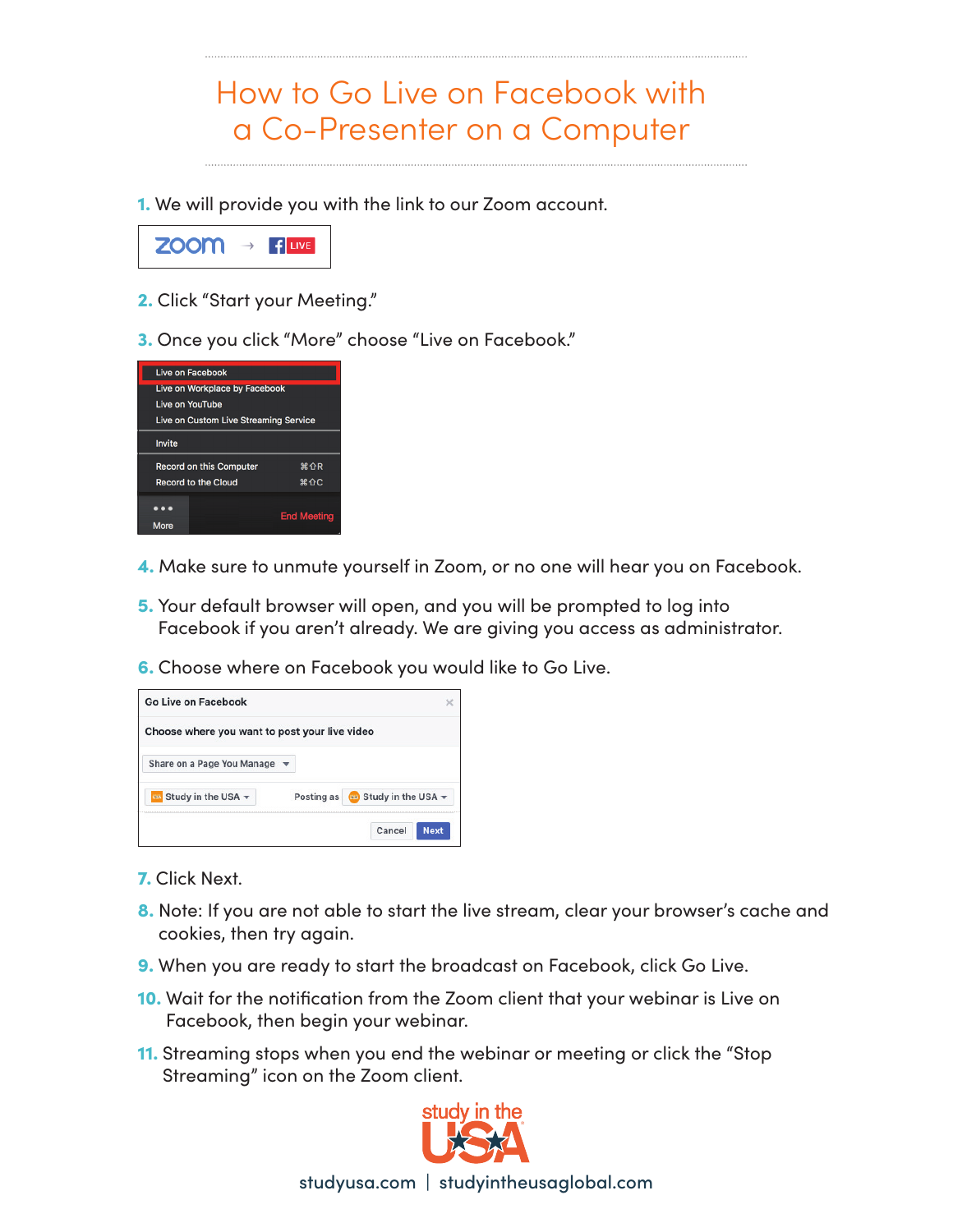# How to Go Live on Facebook with a Co-Presenter on a Computer

1. We will provide you with the link to our Zoom account.

2. Click "Start your Meeting."

3. Once you click "More" choose "Live on Facebook."

4. Make sure to unmute yourself in Zoom, or no one will hear you on Facebook.

5. Your default browser will open, and you will be prompted to log into Facebook if you aren't already. We are giving you access as administrator.

6. Choose where on Facebook you would like to Go Live.

7. Click Next.

8. Note: If you are not able to start the live stream, clear your browser's cache and cookies, then try again.

9. When you are ready to start the broadcast on Facebook, click Go Live.

10. Wait for the notification from the Zoom client that your webinar is Live on Facebook, then begin your webinar.

11. Streaming stops when you end the webinar or meeting or click the "Stop Streaming" icon on the Zoom client.

study in the USA

studyusa.com | studyintheusaglobal.com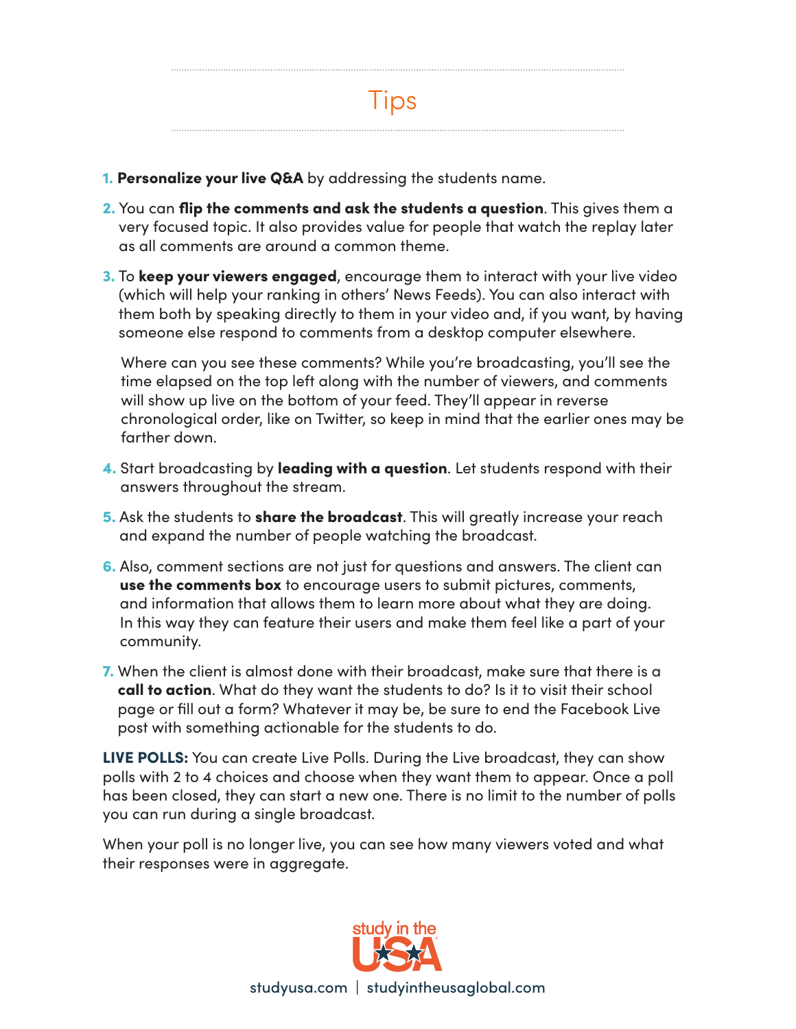# Tips

1. **Personalize your live Q&A** by addressing the students name.
2. You can **flip the comments and ask the students a question**. This gives them a very focused topic. It also provides value for people that watch the replay later as all comments are around a common theme.
3. To **keep your viewers engaged**, encourage them to interact with your live video (which will help your ranking in others' News Feeds). You can also interact with them both by speaking directly to them in your video and, if you want, by having someone else respond to comments from a desktop computer elsewhere.

   Where can you see these comments? While you're broadcasting, you'll see the time elapsed on the top left along with the number of viewers, and comments will show up live on the bottom of your feed. They'll appear in reverse chronological order, like on Twitter, so keep in mind that the earlier ones may be farther down.
4. Start broadcasting by **leading with a question**. Let students respond with their answers throughout the stream.
5. Ask the students to **share the broadcast**. This will greatly increase your reach and expand the number of people watching the broadcast.
6. Also, comment sections are not just for questions and answers. The client can **use the comments box** to encourage users to submit pictures, comments, and information that allows them to learn more about what they are doing. In this way they can feature their users and make them feel like a part of your community.
7. When the client is almost done with their broadcast, make sure that there is a **call to action**. What do they want the students to do? Is it to visit their school page or fill out a form? Whatever it may be, be sure to end the Facebook Live post with something actionable for the students to do.

**LIVE POLLS:** You can create Live Polls. During the Live broadcast, they can show polls with 2 to 4 choices and choose when they want them to appear. Once a poll has been closed, they can start a new one. There is no limit to the number of polls you can run during a single broadcast.

When your poll is no longer live, you can see how many viewers voted and what their responses were in aggregate.

study in the USA

studyusa.com | studyintheusaglobal.com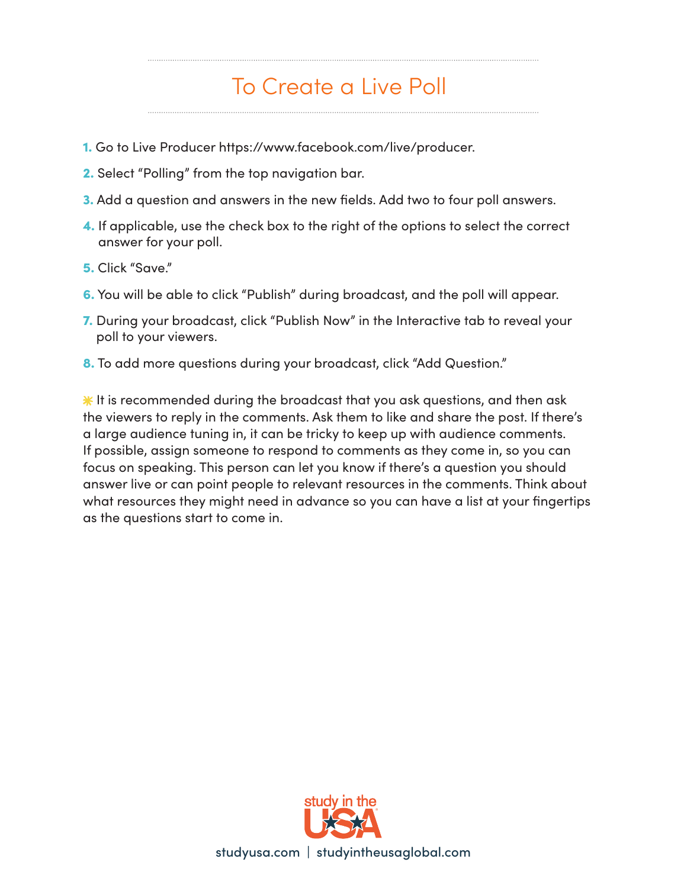## To Create a Live Poll

1. Go to Live Producer https://www.facebook.com/live/producer.
2. Select "Polling" from the top navigation bar.
3. Add a question and answers in the new fields. Add two to four poll answers.
4. If applicable, use the check box to the right of the options to select the correct answer for your poll.
5. Click "Save."
6. You will be able to click "Publish" during broadcast, and the poll will appear.
7. During your broadcast, click "Publish Now" in the Interactive tab to reveal your poll to your viewers.
8. To add more questions during your broadcast, click "Add Question."

✳ It is recommended during the broadcast that you ask questions, and then ask the viewers to reply in the comments. Ask them to like and share the post. If there's a large audience tuning in, it can be tricky to keep up with audience comments. If possible, assign someone to respond to comments as they come in, so you can focus on speaking. This person can let you know if there's a question you should answer live or can point people to relevant resources in the comments. Think about what resources they might need in advance so you can have a list at your fingertips as the questions start to come in.

study in the USA

studyusa.com | studyintheusaglobal.com